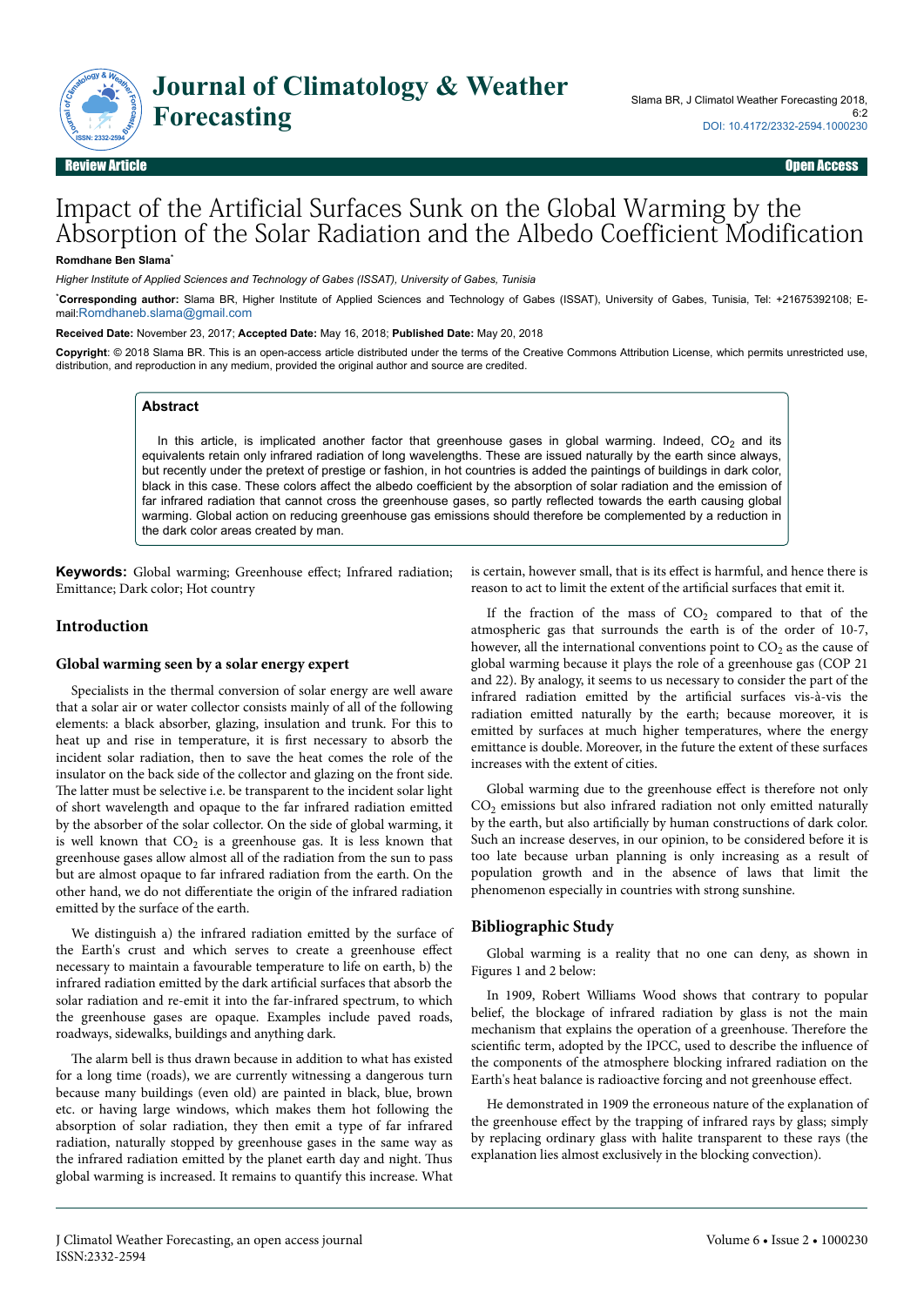Review Article | Open Access

# Impact of the Artificial Surfaces Sunk on the Global Warming by the Absorption of the Solar Radiation and the Albedo Coefficient Modification

**Romdhane Ben Slama***

*Higher Institute of Applied Sciences and Technology of Gabes (ISSAT), University of Gabes, Tunisia*

***Corresponding author:** Slama BR, Higher Institute of Applied Sciences and Technology of Gabes (ISSAT), University of Gabes, Tunisia, Tel: +21675392108; E-mail:Romdhaneb.slama@gmail.com

**Received Date:** November 23, 2017; **Accepted Date:** May 16, 2018; **Published Date:** May 20, 2018

**Copyright**: © 2018 Slama BR. This is an open-access article distributed under the terms of the Creative Commons Attribution License, which permits unrestricted use, distribution, and reproduction in any medium, provided the original author and source are credited.

## Abstract

In this article, is implicated another factor that greenhouse gases in global warming. Indeed, $CO_2$ and its equivalents retain only infrared radiation of long wavelengths. These are issued naturally by the earth since always, but recently under the pretext of prestige or fashion, in hot countries is added the paintings of buildings in dark color, black in this case. These colors affect the albedo coefficient by the absorption of solar radiation and the emission of far infrared radiation that cannot cross the greenhouse gases, so partly reflected towards the earth causing global warming. Global action on reducing greenhouse gas emissions should therefore be complemented by a reduction in the dark color areas created by man.

**Keywords:** Global warming; Greenhouse effect; Infrared radiation; Emittance; Dark color; Hot country

## Introduction

### Global warming seen by a solar energy expert

Specialists in the thermal conversion of solar energy are well aware that a solar air or water collector consists mainly of all of the following elements: a black absorber, glazing, insulation and trunk. For this to heat up and rise in temperature, it is first necessary to absorb the incident solar radiation, then to save the heat comes the role of the insulator on the back side of the collector and glazing on the front side. The latter must be selective i.e. be transparent to the incident solar light of short wavelength and opaque to the far infrared radiation emitted by the absorber of the solar collector. On the side of global warming, it is well known that $CO_2$ is a greenhouse gas. It is less known that greenhouse gases allow almost all of the radiation from the sun to pass but are almost opaque to far infrared radiation from the earth. On the other hand, we do not differentiate the origin of the infrared radiation emitted by the surface of the earth.

We distinguish a) the infrared radiation emitted by the surface of the Earth's crust and which serves to create a greenhouse effect necessary to maintain a favourable temperature to life on earth, b) the infrared radiation emitted by the dark artificial surfaces that absorb the solar radiation and re-emit it into the far-infrared spectrum, to which the greenhouse gases are opaque. Examples include paved roads, roadways, sidewalks, buildings and anything dark.

The alarm bell is thus drawn because in addition to what has existed for a long time (roads), we are currently witnessing a dangerous turn because many buildings (even old) are painted in black, blue, brown etc. or having large windows, which makes them hot following the absorption of solar radiation, they then emit a type of far infrared radiation, naturally stopped by greenhouse gases in the same way as the infrared radiation emitted by the planet earth day and night. Thus global warming is increased. It remains to quantify this increase. What is certain, however small, that is its effect is harmful, and hence there is reason to act to limit the extent of the artificial surfaces that emit it.

If the fraction of the mass of $CO_2$ compared to that of the atmospheric gas that surrounds the earth is of the order of 10-7, however, all the international conventions point to $CO_2$ as the cause of global warming because it plays the role of a greenhouse gas (COP 21 and 22). By analogy, it seems to us necessary to consider the part of the infrared radiation emitted by the artificial surfaces vis-à-vis the radiation emitted naturally by the earth; because moreover, it is emitted by surfaces at much higher temperatures, where the energy emittance is double. Moreover, in the future the extent of these surfaces increases with the extent of cities.

Global warming due to the greenhouse effect is therefore not only $CO_2$ emissions but also infrared radiation not only emitted naturally by the earth, but also artificially by human constructions of dark color. Such an increase deserves, in our opinion, to be considered before it is too late because urban planning is only increasing as a result of population growth and in the absence of laws that limit the phenomenon especially in countries with strong sunshine.

## Bibliographic Study

Global warming is a reality that no one can deny, as shown in Figures 1 and 2 below:

In 1909, Robert Williams Wood shows that contrary to popular belief, the blockage of infrared radiation by glass is not the main mechanism that explains the operation of a greenhouse. Therefore the scientific term, adopted by the IPCC, used to describe the influence of the components of the atmosphere blocking infrared radiation on the Earth's heat balance is radioactive forcing and not greenhouse effect.

He demonstrated in 1909 the erroneous nature of the explanation of the greenhouse effect by the trapping of infrared rays by glass; simply by replacing ordinary glass with halite transparent to these rays (the explanation lies almost exclusively in the blocking convection).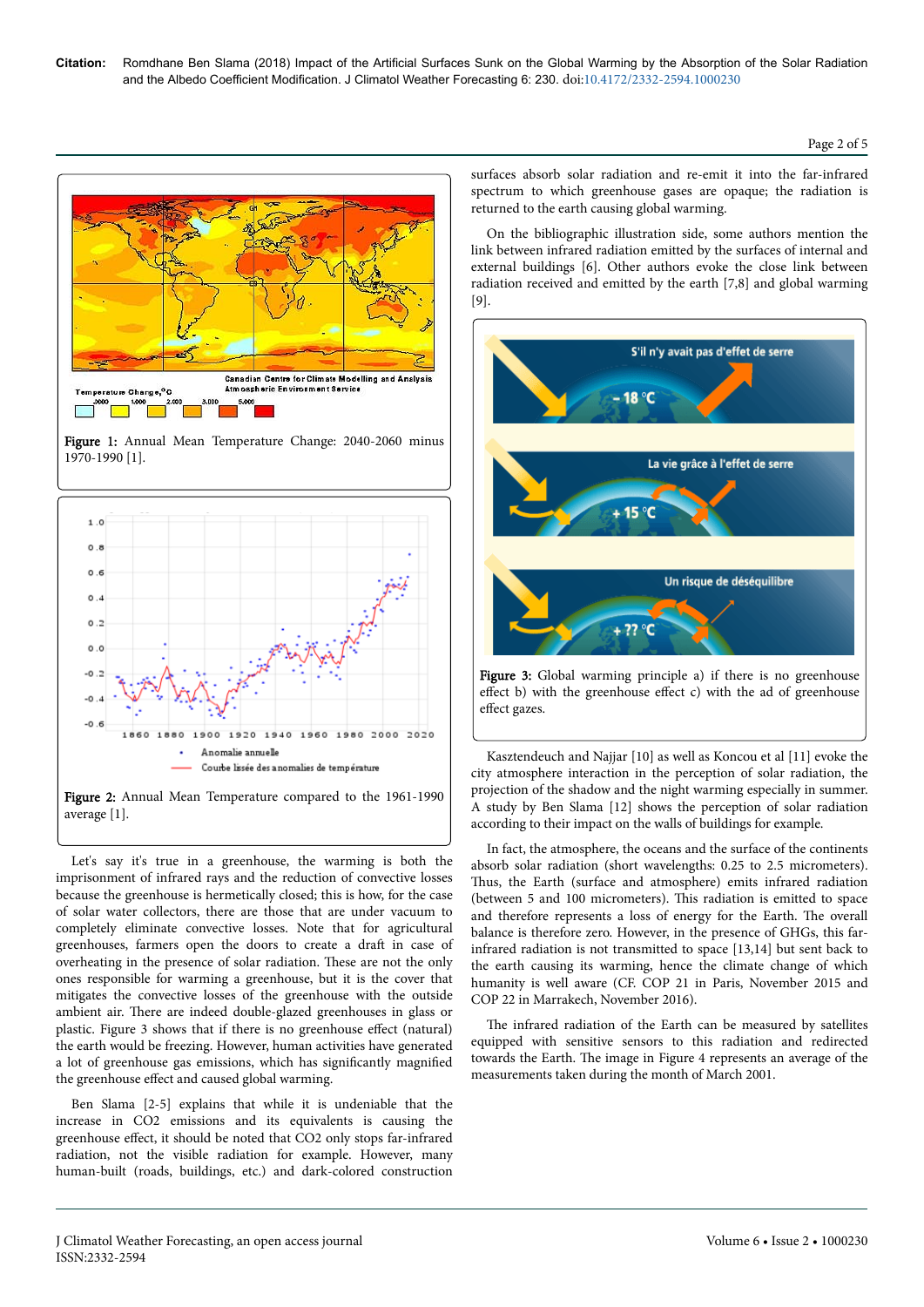Figure 1: Annual Mean Temperature Change: 2040-2060 minus 1970-1990 [1].

Figure 2: Annual Mean Temperature compared to the 1961-1990 average [1].

Let's say it's true in a greenhouse, the warming is both the imprisonment of infrared rays and the reduction of convective losses because the greenhouse is hermetically closed; this is how, for the case of solar water collectors, there are those that are under vacuum to completely eliminate convective losses. Note that for agricultural greenhouses, farmers open the doors to create a draft in case of overheating in the presence of solar radiation. These are not the only ones responsible for warming a greenhouse, but it is the cover that mitigates the convective losses of the greenhouse with the outside ambient air. There are indeed double-glazed greenhouses in glass or plastic. Figure 3 shows that if there is no greenhouse effect (natural) the earth would be freezing. However, human activities have generated a lot of greenhouse gas emissions, which has significantly magnified the greenhouse effect and caused global warming.

Ben Slama [2-5] explains that while it is undeniable that the increase in CO2 emissions and its equivalents is causing the greenhouse effect, it should be noted that CO2 only stops far-infrared radiation, not the visible radiation for example. However, many human-built (roads, buildings, etc.) and dark-colored construction surfaces absorb solar radiation and re-emit it into the far-infrared spectrum to which greenhouse gases are opaque; the radiation is returned to the earth causing global warming.

On the bibliographic illustration side, some authors mention the link between infrared radiation emitted by the surfaces of internal and external buildings [6]. Other authors evoke the close link between radiation received and emitted by the earth [7,8] and global warming [9].

Figure 3: Global warming principle a) if there is no greenhouse effect b) with the greenhouse effect c) with the ad of greenhouse effect gazes.

Kasztendeuch and Najjar [10] as well as Koncou et al [11] evoke the city atmosphere interaction in the perception of solar radiation, the projection of the shadow and the night warming especially in summer. A study by Ben Slama [12] shows the perception of solar radiation according to their impact on the walls of buildings for example.

In fact, the atmosphere, the oceans and the surface of the continents absorb solar radiation (short wavelengths: 0.25 to 2.5 micrometers). Thus, the Earth (surface and atmosphere) emits infrared radiation (between 5 and 100 micrometers). This radiation is emitted to space and therefore represents a loss of energy for the Earth. The overall balance is therefore zero. However, in the presence of GHGs, this far-infrared radiation is not transmitted to space [13,14] but sent back to the earth causing its warming, hence the climate change of which humanity is well aware (CF. COP 21 in Paris, November 2015 and COP 22 in Marrakech, November 2016).

The infrared radiation of the Earth can be measured by satellites equipped with sensitive sensors to this radiation and redirected towards the Earth. The image in Figure 4 represents an average of the measurements taken during the month of March 2001.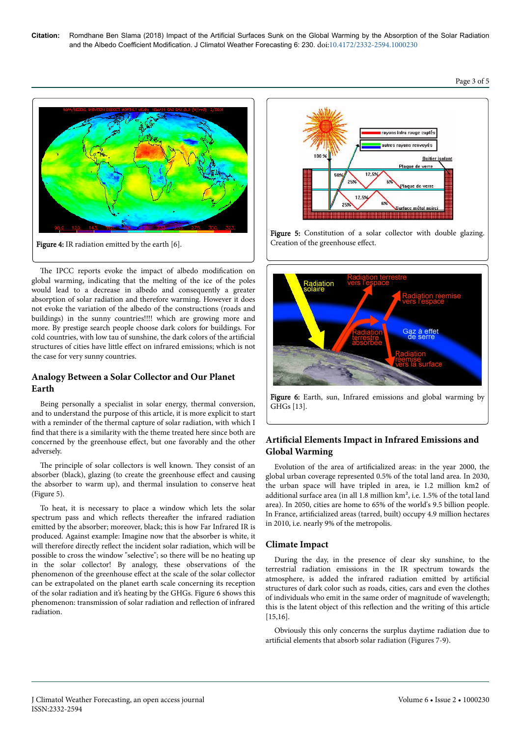Figure 4: IR radiation emitted by the earth [6].

The IPCC reports evoke the impact of albedo modification on global warming, indicating that the melting of the ice of the poles would lead to a decrease in albedo and consequently a greater absorption of solar radiation and therefore warming. However it does not evoke the variation of the albedo of the constructions (roads and buildings) in the sunny countries!!!! which are growing more and more. By prestige search people choose dark colors for buildings. For cold countries, with low tau of sunshine, the dark colors of the artificial structures of cities have little effect on infrared emissions; which is not the case for very sunny countries.

## Analogy Between a Solar Collector and Our Planet Earth

Being personally a specialist in solar energy, thermal conversion, and to understand the purpose of this article, it is more explicit to start with a reminder of the thermal capture of solar radiation, with which I find that there is a similarity with the theme treated here since both are concerned by the greenhouse effect, but one favorably and the other adversely.

The principle of solar collectors is well known. They consist of an absorber (black), glazing (to create the greenhouse effect and causing the absorber to warm up), and thermal insulation to conserve heat (Figure 5).

To heat, it is necessary to place a window which lets the solar spectrum pass and which reflects thereafter the infrared radiation emitted by the absorber; moreover, black; this is how Far Infrared IR is produced. Against example: Imagine now that the absorber is white, it will therefore directly reflect the incident solar radiation, which will be possible to cross the window "selective"; so there will be no heating up in the solar collector! By analogy, these observations of the phenomenon of the greenhouse effect at the scale of the solar collector can be extrapolated on the planet earth scale concerning its reception of the solar radiation and it's heating by the GHGs. Figure 6 shows this phenomenon: transmission of solar radiation and reflection of infrared radiation.

Figure 5: Constitution of a solar collector with double glazing. Creation of the greenhouse effect.

Figure 6: Earth, sun, Infrared emissions and global warming by GHGs [13].

## Artificial Elements Impact in Infrared Emissions and Global Warming

Evolution of the area of artificialized areas: in the year 2000, the global urban coverage represented 0.5% of the total land area. In 2030, the urban space will have tripled in area, ie 1.2 million km2 of additional surface area (in all 1.8 million km², i.e. 1.5% of the total land area). In 2050, cities are home to 65% of the world's 9.5 billion people. In France, artificialized areas (tarred, built) occupy 4.9 million hectares in 2010, i.e. nearly 9% of the metropolis.

## Climate Impact

During the day, in the presence of clear sky sunshine, to the terrestrial radiation emissions in the IR spectrum towards the atmosphere, is added the infrared radiation emitted by artificial structures of dark color such as roads, cities, cars and even the clothes of individuals who emit in the same order of magnitude of wavelength; this is the latent object of this reflection and the writing of this article [15,16].

Obviously this only concerns the surplus daytime radiation due to artificial elements that absorb solar radiation (Figures 7-9).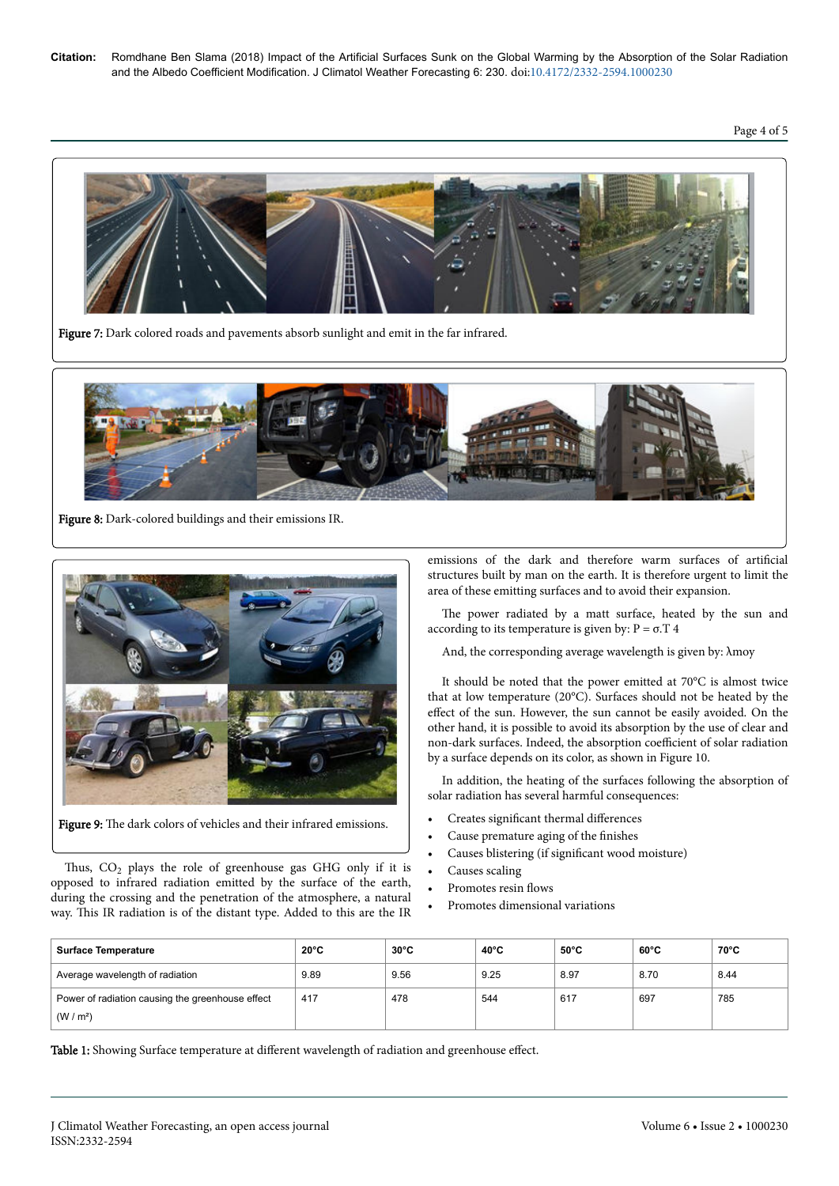**Figure 7:** Dark colored roads and pavements absorb sunlight and emit in the far infrared.

**Figure 8:** Dark-colored buildings and their emissions IR.

**Figure 9:** The dark colors of vehicles and their infrared emissions.

Thus, $CO_2$ plays the role of greenhouse gas GHG only if it is opposed to infrared radiation emitted by the surface of the earth, during the crossing and the penetration of the atmosphere, a natural way. This IR radiation is of the distant type. Added to this are the IR emissions of the dark and therefore warm surfaces of artificial structures built by man on the earth. It is therefore urgent to limit the area of these emitting surfaces and to avoid their expansion.

The power radiated by a matt surface, heated by the sun and according to its temperature is given by: $P = \sigma.T\ 4$

And, the corresponding average wavelength is given by: $\lambda moy$

It should be noted that the power emitted at 70°C is almost twice that at low temperature (20°C). Surfaces should not be heated by the effect of the sun. However, the sun cannot be easily avoided. On the other hand, it is possible to avoid its absorption by the use of clear and non-dark surfaces. Indeed, the absorption coefficient of solar radiation by a surface depends on its color, as shown in Figure 10.

In addition, the heating of the surfaces following the absorption of solar radiation has several harmful consequences:

- Creates significant thermal differences
- Cause premature aging of the finishes
- Causes blistering (if significant wood moisture)
- Causes scaling
- Promotes resin flows
- Promotes dimensional variations

| Surface Temperature | 20°C | 30°C | 40°C | 50°C | 60°C | 70°C |
|---|---|---|---|---|---|---|
| Average wavelength of radiation | 9.89 | 9.56 | 9.25 | 8.97 | 8.70 | 8.44 |
| Power of radiation causing the greenhouse effect (W / m²) | 417 | 478 | 544 | 617 | 697 | 785 |

**Table 1:** Showing Surface temperature at different wavelength of radiation and greenhouse effect.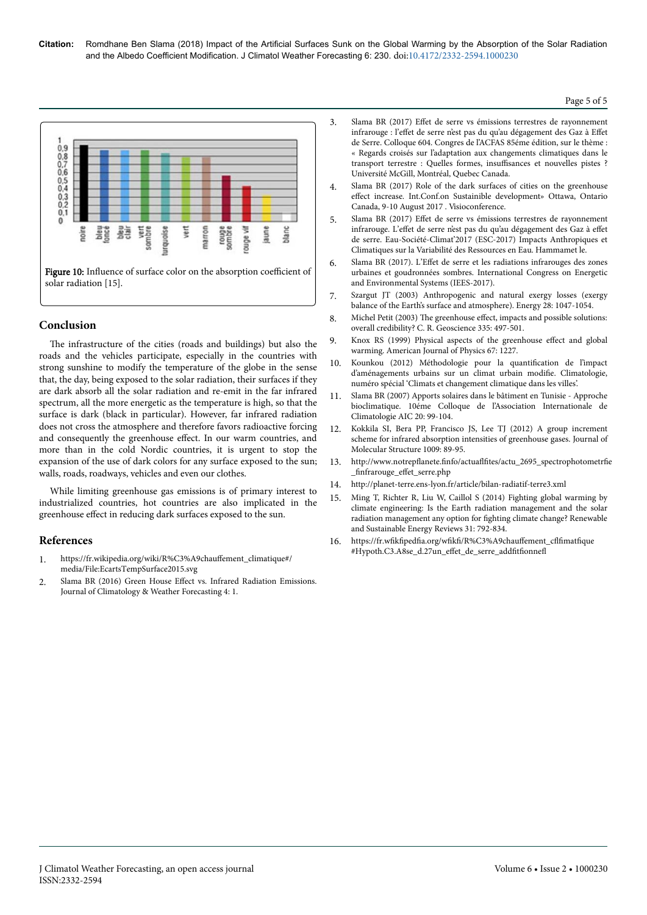1
0,9
0,8
0,7
0,6
0,5
0,4
0,3
0,2
0,1
0

noire
bleu foncé
bleu clair
vert sombre
turquoise
vert
marron
rouge sombre
rouge vif
jaune
blanc

**Figure 10:** Influence of surface color on the absorption coefficient of solar radiation [15].

## Conclusion

The infrastructure of the cities (roads and buildings) but also the roads and the vehicles participate, especially in the countries with strong sunshine to modify the temperature of the globe in the sense that, the day, being exposed to the solar radiation, their surfaces if they are dark absorb all the solar radiation and re-emit in the far infrared spectrum, all the more energetic as the temperature is high, so that the surface is dark (black in particular). However, far infrared radiation does not cross the atmosphere and therefore favors radioactive forcing and consequently the greenhouse effect. In our warm countries, and more than in the cold Nordic countries, it is urgent to stop the expansion of the use of dark colors for any surface exposed to the sun; walls, roads, roadways, vehicles and even our clothes.

While limiting greenhouse gas emissions is of primary interest to industrialized countries, hot countries are also implicated in the greenhouse effect in reducing dark surfaces exposed to the sun.

## References

1. https://fr.wikipedia.org/wiki/R%C3%A9chauffement_climatique#/media/File:EcartsTempSurface2015.svg
2. Slama BR (2016) Green House Effect vs. Infrared Radiation Emissions. Journal of Climatology & Weather Forecasting 4: 1.
3. Slama BR (2017) Effet de serre vs émissions terrestres de rayonnement infrarouge : l'effet de serre n'est pas du qu'au dégagement des Gaz à Effet de Serre. Colloque 604. Congres de l'ACFAS 85éme édition, sur le thème : « Regards croisés sur l'adaptation aux changements climatiques dans le transport terrestre : Quelles formes, insuffisances et nouvelles pistes ? Université McGill, Montréal, Quebec Canada.
4. Slama BR (2017) Role of the dark surfaces of cities on the greenhouse effect increase. Int.Conf.on Sustainible development» Ottawa, Ontario Canada, 9-10 August 2017 . Visioconference.
5. Slama BR (2017) Effet de serre vs émissions terrestres de rayonnement infrarouge. L'effet de serre n'est pas du qu'au dégagement des Gaz à effet de serre. Eau-Société-Climat'2017 (ESC-2017) Impacts Anthropiques et Climatiques sur la Variabilité des Ressources en Eau. Hammamet le.
6. Slama BR (2017). L'Effet de serre et les radiations infrarouges des zones urbaines et goudronnées sombres. International Congress on Energetic and Environmental Systems (IEES-2017).
7. Szargut JT (2003) Anthropogenic and natural exergy losses (exergy balance of the Earth's surface and atmosphere). Energy 28: 1047-1054.
8. Michel Petit (2003) The greenhouse effect, impacts and possible solutions: overall credibility? C. R. Geoscience 335: 497-501.
9. Knox RS (1999) Physical aspects of the greenhouse effect and global warming. American Journal of Physics 67: 1227.
10. Kounkou (2012) Méthodologie pour la quantification de l'impact d'aménagements urbains sur un climat urbain modifie. Climatologie, numéro spécial 'Climats et changement climatique dans les villes'.
11. Slama BR (2007) Apports solaires dans le bâtiment en Tunisie - Approche bioclimatique. 10éme Colloque de l'Association Internationale de Climatologie AIC 20: 99-104.
12. Kokkila SI, Bera PP, Francisco JS, Lee TJ (2012) A group increment scheme for infrared absorption intensities of greenhouse gases. Journal of Molecular Structure 1009: 89-95.
13. http://www.notrepflanete.finfo/actuaflfites/actu_2695_spectrophotometrfie_finfrarouge_effet_serre.php
14. http://planet-terre.ens-lyon.fr/article/bilan-radiatif-terre3.xml
15. Ming T, Richter R, Liu W, Caillol S (2014) Fighting global warming by climate engineering: Is the Earth radiation management and the solar radiation management any option for fighting climate change? Renewable and Sustainable Energy Reviews 31: 792-834.
16. https://fr.wfikfipedfia.org/wfikfi/R%C3%A9chauffement_cflfimatfique#Hypoth.C3.A8se_d.27un_effet_de_serre_addfitfionnefl